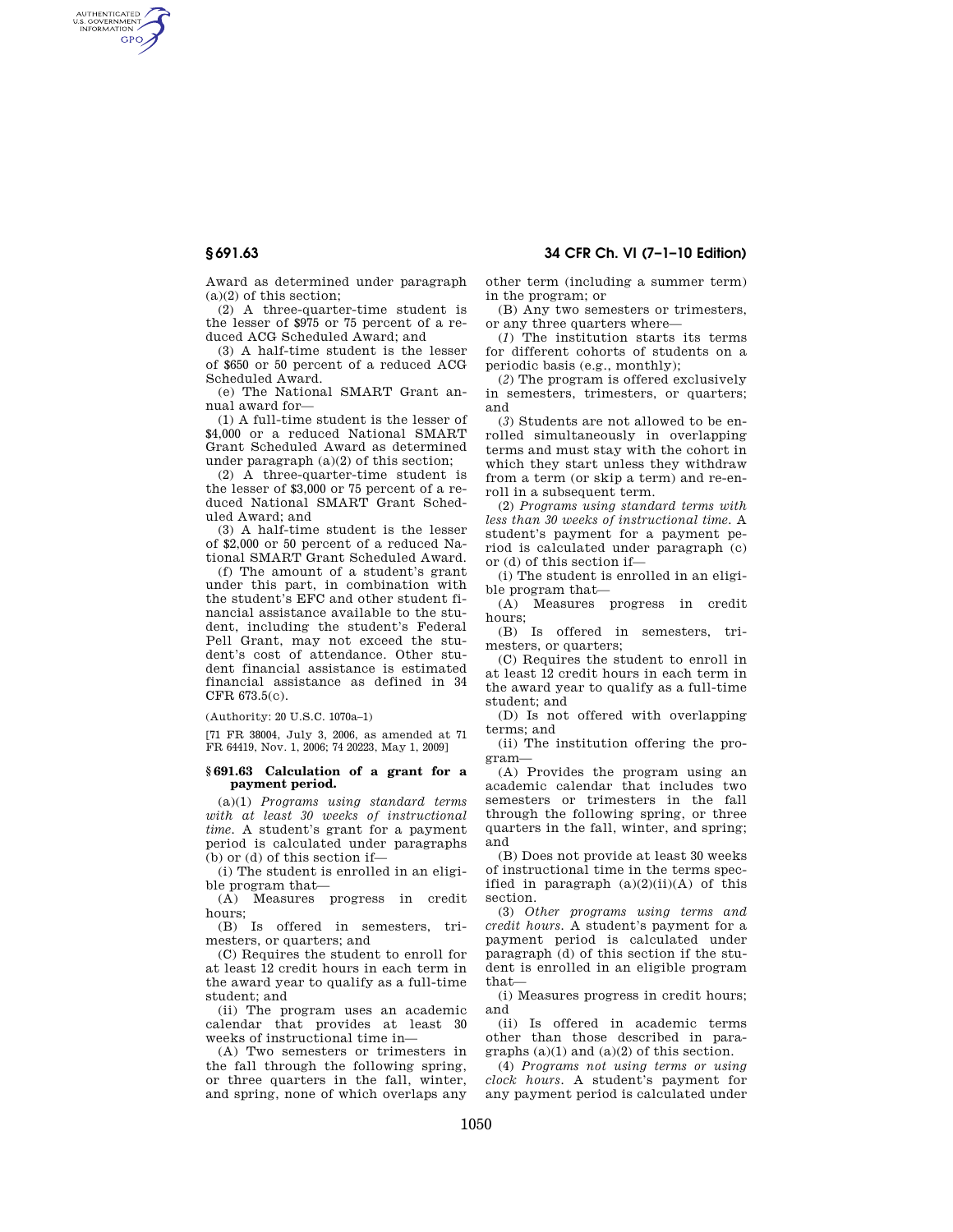Award as determined under paragraph (a)(2) of this section;

(2) A three-quarter-time student is the lesser of $975 or 75 percent of a reduced ACG Scheduled Award; and

(3) A half-time student is the lesser of $650 or 50 percent of a reduced ACG Scheduled Award.

(e) The National SMART Grant annual award for—

(1) A full-time student is the lesser of $4,000 or a reduced National SMART Grant Scheduled Award as determined under paragraph (a)(2) of this section;

(2) A three-quarter-time student is the lesser of $3,000 or 75 percent of a reduced National SMART Grant Scheduled Award; and

(3) A half-time student is the lesser of $2,000 or 50 percent of a reduced National SMART Grant Scheduled Award.

(f) The amount of a student's grant under this part, in combination with the student's EFC and other student financial assistance available to the student, including the student's Federal Pell Grant, may not exceed the student's cost of attendance. Other student financial assistance is estimated financial assistance as defined in 34 CFR 673.5(c).

(Authority: 20 U.S.C. 1070a–1)

[71 FR 38004, July 3, 2006, as amended at 71 FR 64419, Nov. 1, 2006; 74 20223, May 1, 2009]

### § 691.63 Calculation of a grant for a payment period.

(a)(1) *Programs using standard terms with at least 30 weeks of instructional time.* A student's grant for a payment period is calculated under paragraphs (b) or (d) of this section if—

(i) The student is enrolled in an eligible program that—

(A) Measures progress in credit hours;

(B) Is offered in semesters, trimesters, or quarters; and

(C) Requires the student to enroll for at least 12 credit hours in each term in the award year to qualify as a full-time student; and

(ii) The program uses an academic calendar that provides at least 30 weeks of instructional time in—

(A) Two semesters or trimesters in the fall through the following spring, or three quarters in the fall, winter, and spring, none of which overlaps any other term (including a summer term) in the program; or

(B) Any two semesters or trimesters, or any three quarters where—

(*1*) The institution starts its terms for different cohorts of students on a periodic basis (e.g., monthly);

(*2*) The program is offered exclusively in semesters, trimesters, or quarters; and

(*3*) Students are not allowed to be enrolled simultaneously in overlapping terms and must stay with the cohort in which they start unless they withdraw from a term (or skip a term) and re-enroll in a subsequent term.

(2) *Programs using standard terms with less than 30 weeks of instructional time.* A student's payment for a payment period is calculated under paragraph (c) or (d) of this section if—

(i) The student is enrolled in an eligible program that—

(A) Measures progress in credit hours;

(B) Is offered in semesters, trimesters, or quarters;

(C) Requires the student to enroll in at least 12 credit hours in each term in the award year to qualify as a full-time student; and

(D) Is not offered with overlapping terms; and

(ii) The institution offering the program—

(A) Provides the program using an academic calendar that includes two semesters or trimesters in the fall through the following spring, or three quarters in the fall, winter, and spring; and

(B) Does not provide at least 30 weeks of instructional time in the terms specified in paragraph (a)(2)(ii)(A) of this section.

(3) *Other programs using terms and credit hours.* A student's payment for a payment period is calculated under paragraph (d) of this section if the student is enrolled in an eligible program that—

(i) Measures progress in credit hours; and

(ii) Is offered in academic terms other than those described in paragraphs (a)(1) and (a)(2) of this section.

(4) *Programs not using terms or using clock hours.* A student's payment for any payment period is calculated under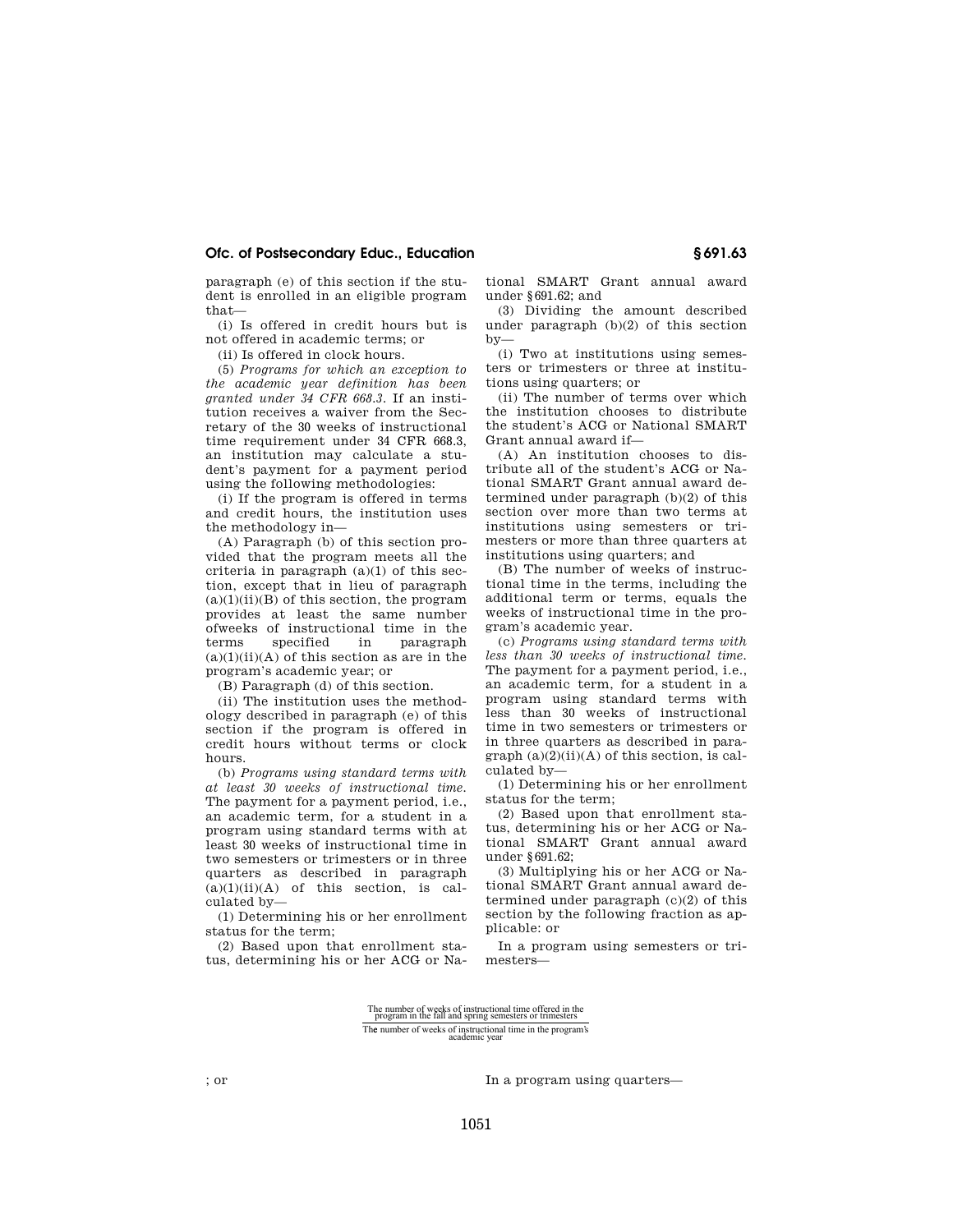paragraph (e) of this section if the student is enrolled in an eligible program that—

(i) Is offered in credit hours but is not offered in academic terms; or

(ii) Is offered in clock hours.

(5) *Programs for which an exception to the academic year definition has been granted under 34 CFR 668.3.* If an institution receives a waiver from the Secretary of the 30 weeks of instructional time requirement under 34 CFR 668.3, an institution may calculate a student's payment for a payment period using the following methodologies:

(i) If the program is offered in terms and credit hours, the institution uses the methodology in—

(A) Paragraph (b) of this section provided that the program meets all the criteria in paragraph (a)(1) of this section, except that in lieu of paragraph (a)(1)(ii)(B) of this section, the program provides at least the same number ofweeks of instructional time in the terms specified in paragraph (a)(1)(ii)(A) of this section as are in the program's academic year; or

(B) Paragraph (d) of this section.

(ii) The institution uses the methodology described in paragraph (e) of this section if the program is offered in credit hours without terms or clock hours.

(b) *Programs using standard terms with at least 30 weeks of instructional time.* The payment for a payment period, i.e., an academic term, for a student in a program using standard terms with at least 30 weeks of instructional time in two semesters or trimesters or in three quarters as described in paragraph (a)(1)(ii)(A) of this section, is calculated by—

(1) Determining his or her enrollment status for the term;

(2) Based upon that enrollment status, determining his or her ACG or National SMART Grant annual award under §691.62; and

(3) Dividing the amount described under paragraph (b)(2) of this section by—

(i) Two at institutions using semesters or trimesters or three at institutions using quarters; or

(ii) The number of terms over which the institution chooses to distribute the student's ACG or National SMART Grant annual award if—

(A) An institution chooses to distribute all of the student's ACG or National SMART Grant annual award determined under paragraph (b)(2) of this section over more than two terms at institutions using semesters or trimesters or more than three quarters at institutions using quarters; and

(B) The number of weeks of instructional time in the terms, including the additional term or terms, equals the weeks of instructional time in the program's academic year.

(c) *Programs using standard terms with less than 30 weeks of instructional time.* The payment for a payment period, i.e., an academic term, for a student in a program using standard terms with less than 30 weeks of instructional time in two semesters or trimesters or in three quarters as described in paragraph (a)(2)(ii)(A) of this section, is calculated by—

(1) Determining his or her enrollment status for the term;

(2) Based upon that enrollment status, determining his or her ACG or National SMART Grant annual award under §691.62;

(3) Multiplying his or her ACG or National SMART Grant annual award determined under paragraph (c)(2) of this section by the following fraction as applicable: or

In a program using semesters or trimesters—

$$\frac{\text{The number of weeks of instructional time offered in the program in the fall and spring semesters or trimesters}}{\text{The number of weeks of instructional time in the program's academic year}}$$

; or

In a program using quarters—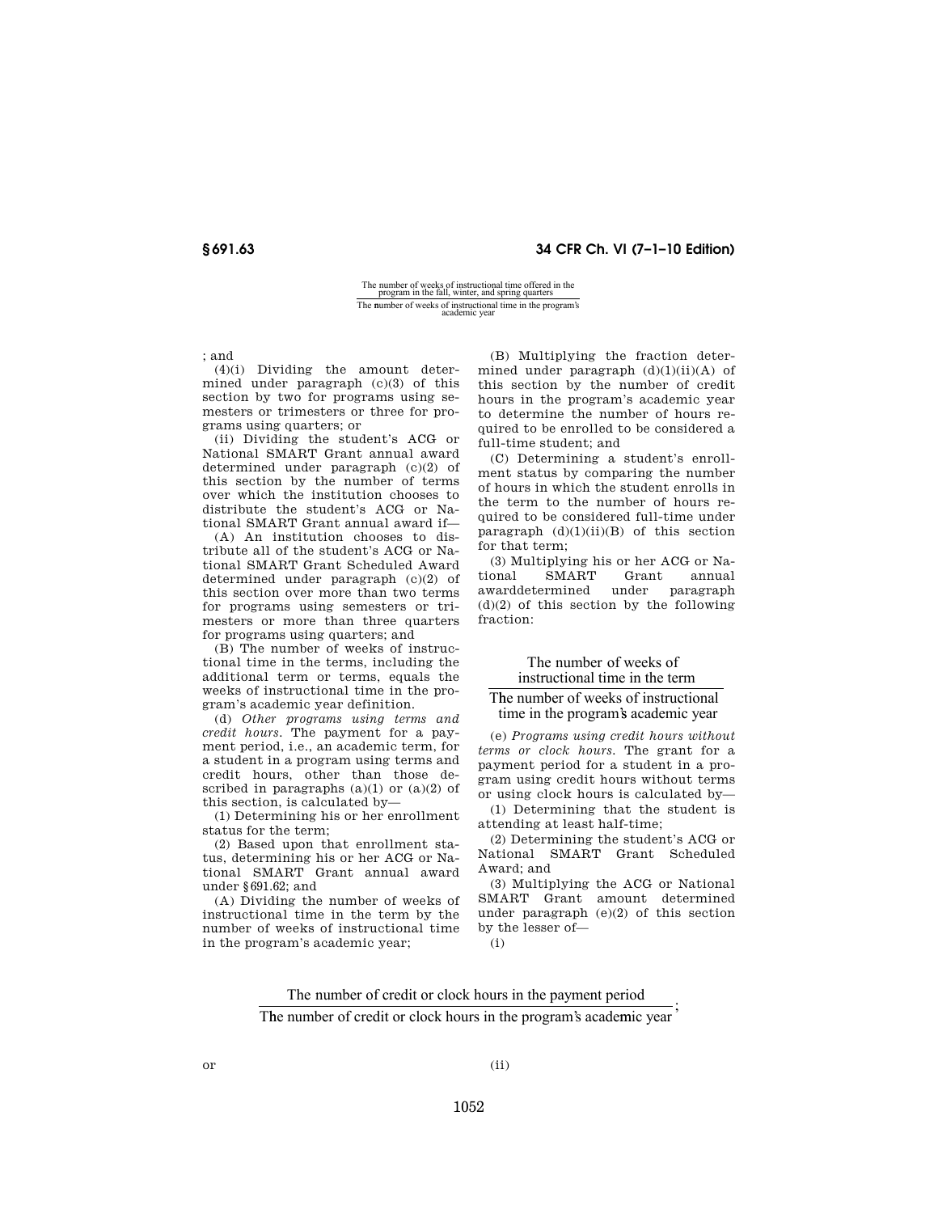$$\frac{\text{The number of weeks of instructional time offered in the program in the fall, winter, and spring quarters}}{\text{The number of weeks of instructional time in the program's academic year}}$$

; and

(4)(i) Dividing the amount determined under paragraph (c)(3) of this section by two for programs using semesters or trimesters or three for programs using quarters; or

(ii) Dividing the student's ACG or National SMART Grant annual award determined under paragraph (c)(2) of this section by the number of terms over which the institution chooses to distribute the student's ACG or National SMART Grant annual award if—

(A) An institution chooses to distribute all of the student's ACG or National SMART Grant Scheduled Award determined under paragraph (c)(2) of this section over more than two terms for programs using semesters or trimesters or more than three quarters for programs using quarters; and

(B) The number of weeks of instructional time in the terms, including the additional term or terms, equals the weeks of instructional time in the program's academic year definition.

(d) *Other programs using terms and credit hours.* The payment for a payment period, i.e., an academic term, for a student in a program using terms and credit hours, other than those described in paragraphs (a)(1) or (a)(2) of this section, is calculated by—

(1) Determining his or her enrollment status for the term;

(2) Based upon that enrollment status, determining his or her ACG or National SMART Grant annual award under §691.62; and

(A) Dividing the number of weeks of instructional time in the term by the number of weeks of instructional time in the program's academic year;

(B) Multiplying the fraction determined under paragraph (d)(1)(ii)(A) of this section by the number of credit hours in the program's academic year to determine the number of hours required to be enrolled to be considered a full-time student; and

(C) Determining a student's enrollment status by comparing the number of hours in which the student enrolls in the term to the number of hours required to be considered full-time under paragraph (d)(1)(ii)(B) of this section for that term;

(3) Multiplying his or her ACG or National SMART Grant annual awarddetermined under paragraph (d)(2) of this section by the following fraction:

$$\frac{\text{The number of weeks of instructional time in the term}}{\text{The number of weeks of instructional time in the program's academic year}}$$

(e) *Programs using credit hours without terms or clock hours.* The grant for a payment period for a student in a program using credit hours without terms or using clock hours is calculated by—

(1) Determining that the student is attending at least half-time;

(2) Determining the student's ACG or National SMART Grant Scheduled Award; and

(3) Multiplying the ACG or National SMART Grant amount determined under paragraph (e)(2) of this section by the lesser of—

(i)

$$\frac{\text{The number of credit or clock hours in the payment period}}{\text{The number of credit or clock hours in the program's academic year}};$$

or

(ii)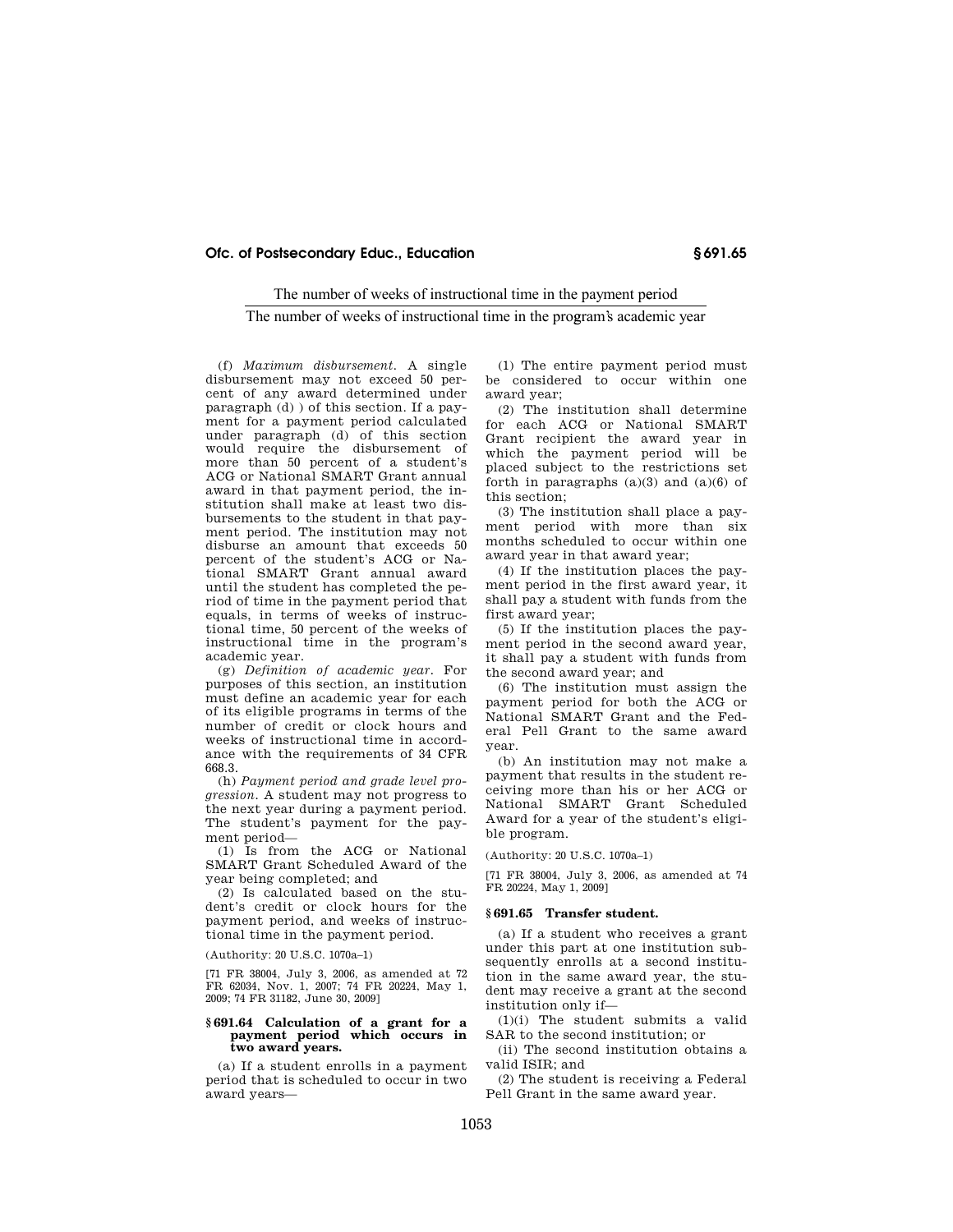$$\frac{\text{The number of weeks of instructional time in the payment period}}{\text{The number of weeks of instructional time in the program's academic year}}$$

(f) *Maximum disbursement*. A single disbursement may not exceed 50 percent of any award determined under paragraph (d) ) of this section. If a payment for a payment period calculated under paragraph (d) of this section would require the disbursement of more than 50 percent of a student's ACG or National SMART Grant annual award in that payment period, the institution shall make at least two disbursements to the student in that payment period. The institution may not disburse an amount that exceeds 50 percent of the student's ACG or National SMART Grant annual award until the student has completed the period of time in the payment period that equals, in terms of weeks of instructional time, 50 percent of the weeks of instructional time in the program's academic year.

(g) *Definition of academic year*. For purposes of this section, an institution must define an academic year for each of its eligible programs in terms of the number of credit or clock hours and weeks of instructional time in accordance with the requirements of 34 CFR 668.3.

(h) *Payment period and grade level progression*. A student may not progress to the next year during a payment period. The student's payment for the payment period—

(1) Is from the ACG or National SMART Grant Scheduled Award of the year being completed; and

(2) Is calculated based on the student's credit or clock hours for the payment period, and weeks of instructional time in the payment period.

(Authority: 20 U.S.C. 1070a–1)

[71 FR 38004, July 3, 2006, as amended at 72 FR 62034, Nov. 1, 2007; 74 FR 20224, May 1, 2009; 74 FR 31182, June 30, 2009]

### § 691.64 Calculation of a grant for a payment period which occurs in two award years.

(a) If a student enrolls in a payment period that is scheduled to occur in two award years—

(1) The entire payment period must be considered to occur within one award year;

(2) The institution shall determine for each ACG or National SMART Grant recipient the award year in which the payment period will be placed subject to the restrictions set forth in paragraphs (a)(3) and (a)(6) of this section;

(3) The institution shall place a payment period with more than six months scheduled to occur within one award year in that award year;

(4) If the institution places the payment period in the first award year, it shall pay a student with funds from the first award year;

(5) If the institution places the payment period in the second award year, it shall pay a student with funds from the second award year; and

(6) The institution must assign the payment period for both the ACG or National SMART Grant and the Federal Pell Grant to the same award year.

(b) An institution may not make a payment that results in the student receiving more than his or her ACG or National SMART Grant Scheduled Award for a year of the student's eligible program.

(Authority: 20 U.S.C. 1070a–1)

[71 FR 38004, July 3, 2006, as amended at 74 FR 20224, May 1, 2009]

### § 691.65 Transfer student.

(a) If a student who receives a grant under this part at one institution subsequently enrolls at a second institution in the same award year, the student may receive a grant at the second institution only if—

(1)(i) The student submits a valid SAR to the second institution; or

(ii) The second institution obtains a valid ISIR; and

(2) The student is receiving a Federal Pell Grant in the same award year.